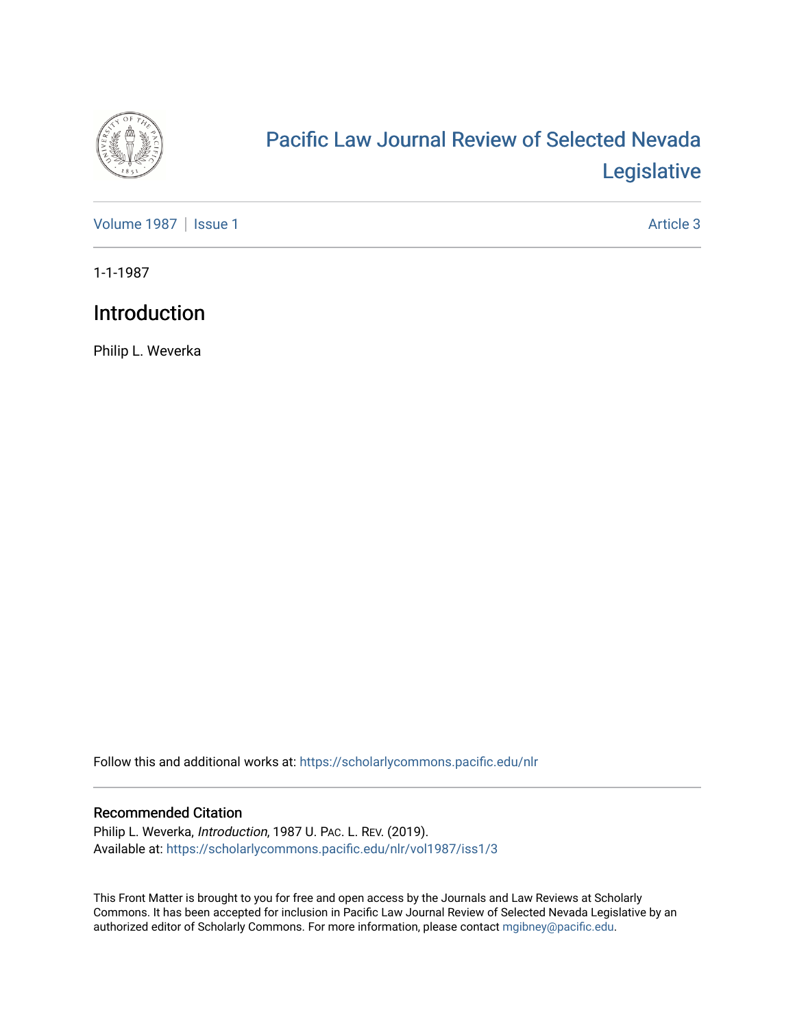# Pacific Law Journal Review of Selected Nevada Legislative

Volume 1987 | Issue 1 Article 3

1-1-1987

## Introduction

Philip L. Weverka

Follow this and additional works at: https://scholarlycommons.pacific.edu/nlr

### Recommended Citation

Philip L. Weverka, *Introduction*, 1987 U. Pac. L. Rev. (2019).
Available at: https://scholarlycommons.pacific.edu/nlr/vol1987/iss1/3

This Front Matter is brought to you for free and open access by the Journals and Law Reviews at Scholarly Commons. It has been accepted for inclusion in Pacific Law Journal Review of Selected Nevada Legislative by an authorized editor of Scholarly Commons. For more information, please contact mgibney@pacific.edu.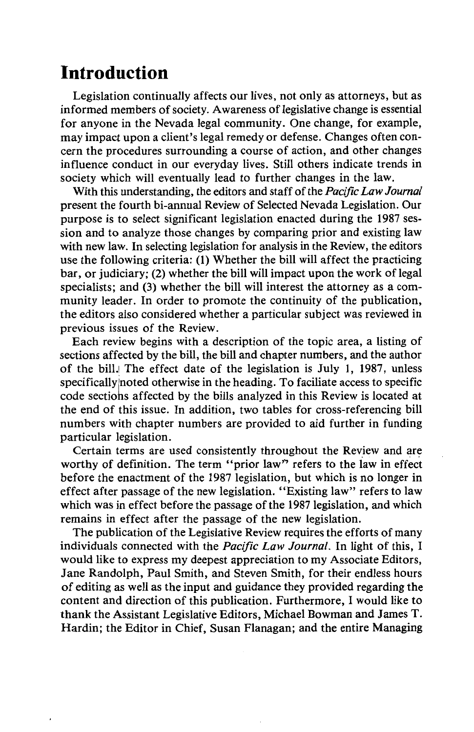# Introduction

Legislation continually affects our lives, not only as attorneys, but as informed members of society. Awareness of legislative change is essential for anyone in the Nevada legal community. One change, for example, may impact upon a client's legal remedy or defense. Changes often concern the procedures surrounding a course of action, and other changes influence conduct in our everyday lives. Still others indicate trends in society which will eventually lead to further changes in the law.

With this understanding, the editors and staff of the *Pacific Law Journal* present the fourth bi-annual Review of Selected Nevada Legislation. Our purpose is to select significant legislation enacted during the 1987 session and to analyze those changes by comparing prior and existing law with new law. In selecting legislation for analysis in the Review, the editors use the following criteria: (1) Whether the bill will affect the practicing bar, or judiciary; (2) whether the bill will impact upon the work of legal specialists; and (3) whether the bill will interest the attorney as a community leader. In order to promote the continuity of the publication, the editors also considered whether a particular subject was reviewed in previous issues of the Review.

Each review begins with a description of the topic area, a listing of sections affected by the bill, the bill and chapter numbers, and the author of the bill. The effect date of the legislation is July 1, 1987, unless specifically noted otherwise in the heading. To faciliate access to specific code sections affected by the bills analyzed in this Review is located at the end of this issue. In addition, two tables for cross-referencing bill numbers with chapter numbers are provided to aid further in funding particular legislation.

Certain terms are used consistently throughout the Review and are worthy of definition. The term "prior law" refers to the law in effect before the enactment of the 1987 legislation, but which is no longer in effect after passage of the new legislation. "Existing law" refers to law which was in effect before the passage of the 1987 legislation, and which remains in effect after the passage of the new legislation.

The publication of the Legislative Review requires the efforts of many individuals connected with the *Pacific Law Journal*. In light of this, I would like to express my deepest appreciation to my Associate Editors, Jane Randolph, Paul Smith, and Steven Smith, for their endless hours of editing as well as the input and guidance they provided regarding the content and direction of this publication. Furthermore, I would like to thank the Assistant Legislative Editors, Michael Bowman and James T. Hardin; the Editor in Chief, Susan Flanagan; and the entire Managing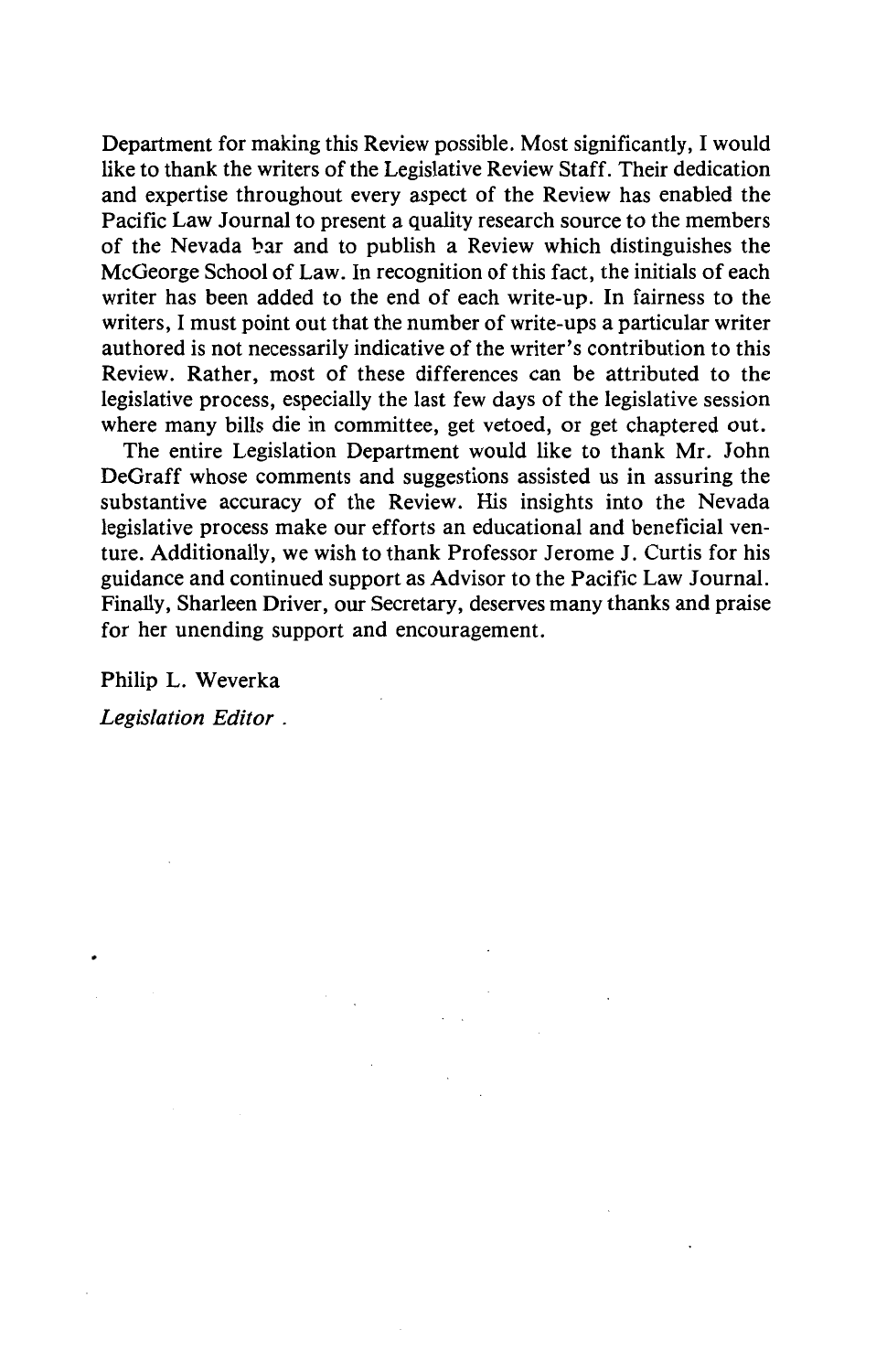Department for making this Review possible. Most significantly, I would like to thank the writers of the Legislative Review Staff. Their dedication and expertise throughout every aspect of the Review has enabled the Pacific Law Journal to present a quality research source to the members of the Nevada bar and to publish a Review which distinguishes the McGeorge School of Law. In recognition of this fact, the initials of each writer has been added to the end of each write-up. In fairness to the writers, I must point out that the number of write-ups a particular writer authored is not necessarily indicative of the writer's contribution to this Review. Rather, most of these differences can be attributed to the legislative process, especially the last few days of the legislative session where many bills die in committee, get vetoed, or get chaptered out.

The entire Legislation Department would like to thank Mr. John DeGraff whose comments and suggestions assisted us in assuring the substantive accuracy of the Review. His insights into the Nevada legislative process make our efforts an educational and beneficial venture. Additionally, we wish to thank Professor Jerome J. Curtis for his guidance and continued support as Advisor to the Pacific Law Journal. Finally, Sharleen Driver, our Secretary, deserves many thanks and praise for her unending support and encouragement.

Philip L. Weverka

*Legislation Editor*